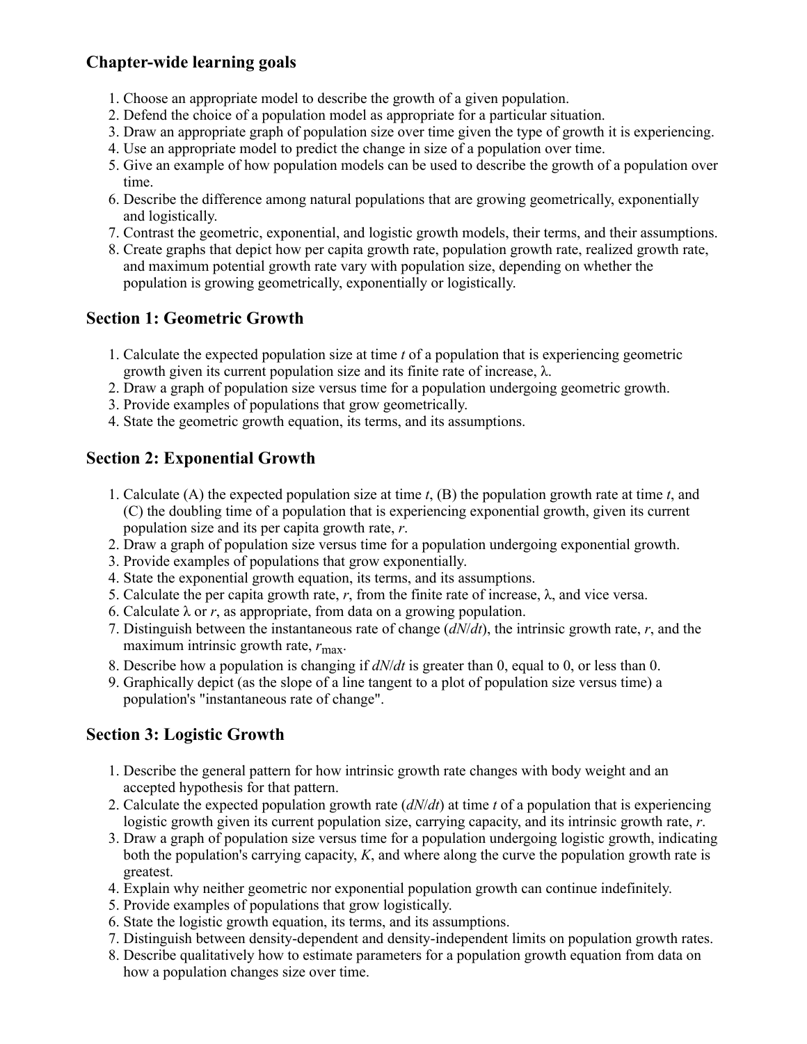## Chapter-wide learning goals

1. Choose an appropriate model to describe the growth of a given population.
2. Defend the choice of a population model as appropriate for a particular situation.
3. Draw an appropriate graph of population size over time given the type of growth it is experiencing.
4. Use an appropriate model to predict the change in size of a population over time.
5. Give an example of how population models can be used to describe the growth of a population over time.
6. Describe the difference among natural populations that are growing geometrically, exponentially and logistically.
7. Contrast the geometric, exponential, and logistic growth models, their terms, and their assumptions.
8. Create graphs that depict how per capita growth rate, population growth rate, realized growth rate, and maximum potential growth rate vary with population size, depending on whether the population is growing geometrically, exponentially or logistically.

## Section 1: Geometric Growth

1. Calculate the expected population size at time *t* of a population that is experiencing geometric growth given its current population size and its finite rate of increase, $\lambda$.
2. Draw a graph of population size versus time for a population undergoing geometric growth.
3. Provide examples of populations that grow geometrically.
4. State the geometric growth equation, its terms, and its assumptions.

## Section 2: Exponential Growth

1. Calculate (A) the expected population size at time *t*, (B) the population growth rate at time *t*, and (C) the doubling time of a population that is experiencing exponential growth, given its current population size and its per capita growth rate, *r*.
2. Draw a graph of population size versus time for a population undergoing exponential growth.
3. Provide examples of populations that grow exponentially.
4. State the exponential growth equation, its terms, and its assumptions.
5. Calculate the per capita growth rate, *r*, from the finite rate of increase, $\lambda$, and vice versa.
6. Calculate $\lambda$ or *r*, as appropriate, from data on a growing population.
7. Distinguish between the instantaneous rate of change ($dN/dt$), the intrinsic growth rate, *r*, and the maximum intrinsic growth rate, $r_{max}$.
8. Describe how a population is changing if $dN/dt$ is greater than 0, equal to 0, or less than 0.
9. Graphically depict (as the slope of a line tangent to a plot of population size versus time) a population's "instantaneous rate of change".

## Section 3: Logistic Growth

1. Describe the general pattern for how intrinsic growth rate changes with body weight and an accepted hypothesis for that pattern.
2. Calculate the expected population growth rate ($dN/dt$) at time *t* of a population that is experiencing logistic growth given its current population size, carrying capacity, and its intrinsic growth rate, *r*.
3. Draw a graph of population size versus time for a population undergoing logistic growth, indicating both the population's carrying capacity, *K*, and where along the curve the population growth rate is greatest.
4. Explain why neither geometric nor exponential population growth can continue indefinitely.
5. Provide examples of populations that grow logistically.
6. State the logistic growth equation, its terms, and its assumptions.
7. Distinguish between density-dependent and density-independent limits on population growth rates.
8. Describe qualitatively how to estimate parameters for a population growth equation from data on how a population changes size over time.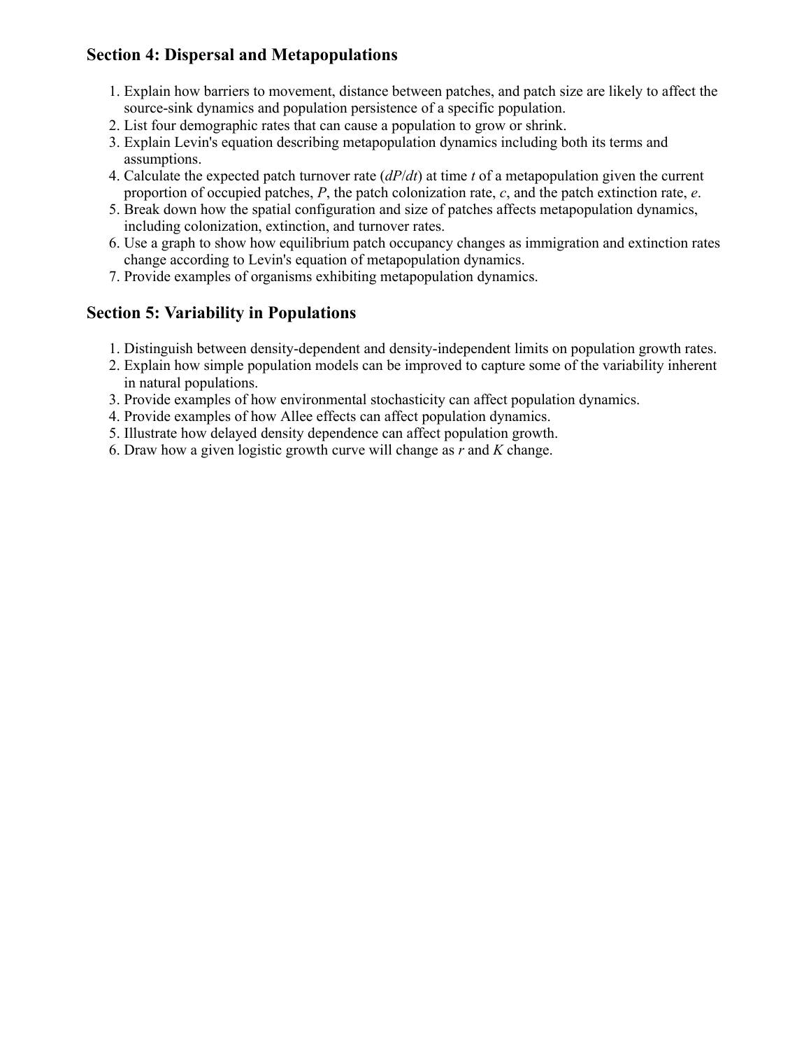## Section 4: Dispersal and Metapopulations

1. Explain how barriers to movement, distance between patches, and patch size are likely to affect the source-sink dynamics and population persistence of a specific population.
2. List four demographic rates that can cause a population to grow or shrink.
3. Explain Levin's equation describing metapopulation dynamics including both its terms and assumptions.
4. Calculate the expected patch turnover rate ($dP/dt$) at time $t$ of a metapopulation given the current proportion of occupied patches, $P$, the patch colonization rate, $c$, and the patch extinction rate, $e$.
5. Break down how the spatial configuration and size of patches affects metapopulation dynamics, including colonization, extinction, and turnover rates.
6. Use a graph to show how equilibrium patch occupancy changes as immigration and extinction rates change according to Levin's equation of metapopulation dynamics.
7. Provide examples of organisms exhibiting metapopulation dynamics.

## Section 5: Variability in Populations

1. Distinguish between density-dependent and density-independent limits on population growth rates.
2. Explain how simple population models can be improved to capture some of the variability inherent in natural populations.
3. Provide examples of how environmental stochasticity can affect population dynamics.
4. Provide examples of how Allee effects can affect population dynamics.
5. Illustrate how delayed density dependence can affect population growth.
6. Draw how a given logistic growth curve will change as $r$ and $K$ change.